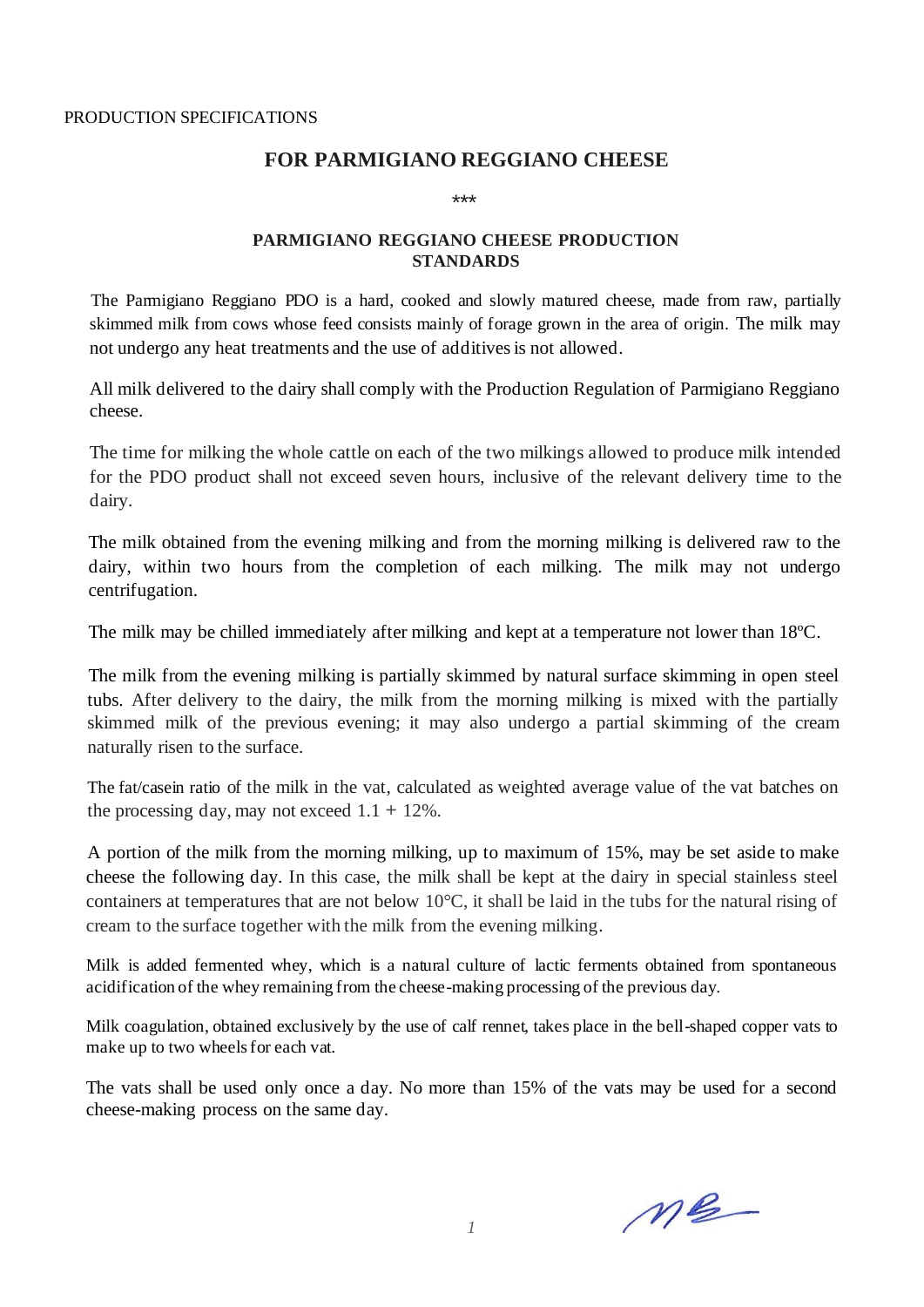PRODUCTION SPECIFICATIONS

# FOR PARMIGIANO REGGIANO CHEESE

\*\*\*

## PARMIGIANO REGGIANO CHEESE PRODUCTION STANDARDS

The Parmigiano Reggiano PDO is a hard, cooked and slowly matured cheese, made from raw, partially skimmed milk from cows whose feed consists mainly of forage grown in the area of origin. The milk may not undergo any heat treatments and the use of additives is not allowed.

All milk delivered to the dairy shall comply with the Production Regulation of Parmigiano Reggiano cheese.

The time for milking the whole cattle on each of the two milkings allowed to produce milk intended for the PDO product shall not exceed seven hours, inclusive of the relevant delivery time to the dairy.

The milk obtained from the evening milking and from the morning milking is delivered raw to the dairy, within two hours from the completion of each milking. The milk may not undergo centrifugation.

The milk may be chilled immediately after milking and kept at a temperature not lower than 18ºC.

The milk from the evening milking is partially skimmed by natural surface skimming in open steel tubs. After delivery to the dairy, the milk from the morning milking is mixed with the partially skimmed milk of the previous evening; it may also undergo a partial skimming of the cream naturally risen to the surface.

The fat/casein ratio of the milk in the vat, calculated as weighted average value of the vat batches on the processing day, may not exceed 1.1 + 12%.

A portion of the milk from the morning milking, up to maximum of 15%, may be set aside to make cheese the following day. In this case, the milk shall be kept at the dairy in special stainless steel containers at temperatures that are not below 10°C, it shall be laid in the tubs for the natural rising of cream to the surface together with the milk from the evening milking.

Milk is added fermented whey, which is a natural culture of lactic ferments obtained from spontaneous acidification of the whey remaining from the cheese-making processing of the previous day.

Milk coagulation, obtained exclusively by the use of calf rennet, takes place in the bell-shaped copper vats to make up to two wheels for each vat.

The vats shall be used only once a day. No more than 15% of the vats may be used for a second cheese-making process on the same day.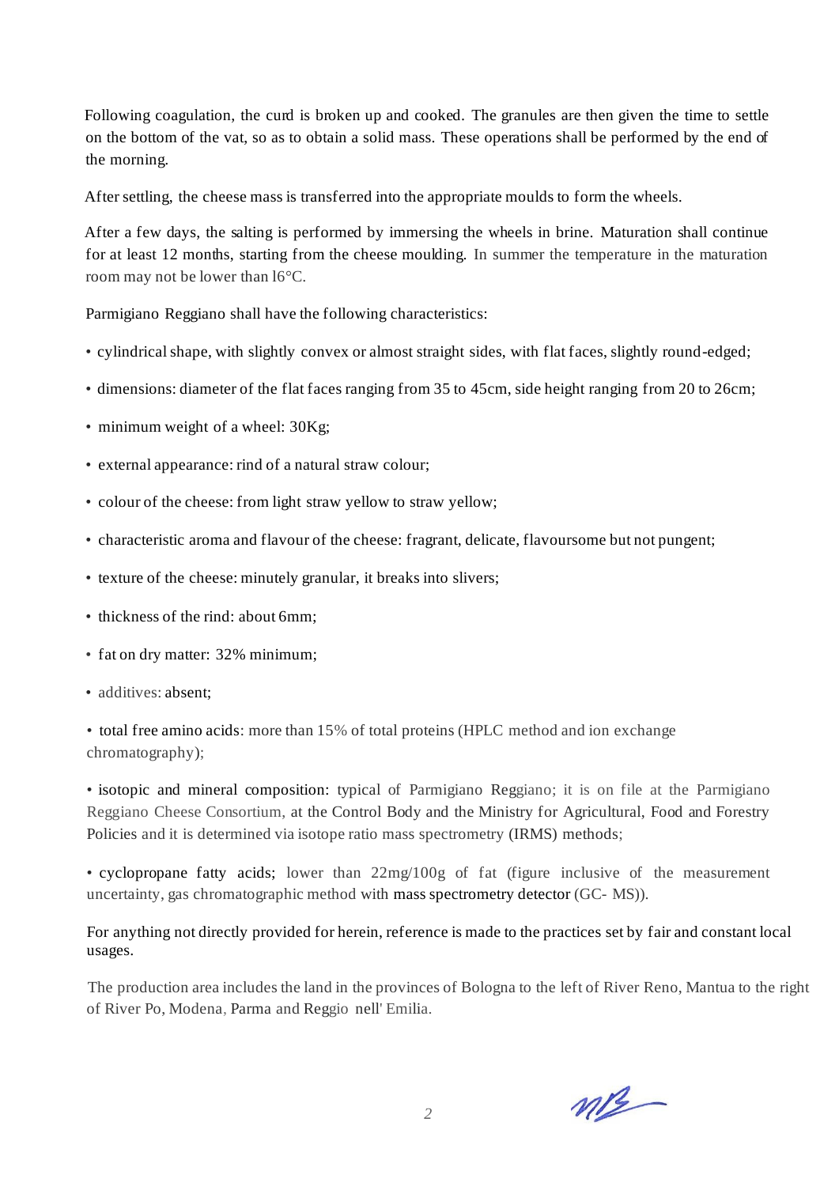Following coagulation, the curd is broken up and cooked. The granules are then given the time to settle on the bottom of the vat, so as to obtain a solid mass. These operations shall be performed by the end of the morning.

After settling, the cheese mass is transferred into the appropriate moulds to form the wheels.

After a few days, the salting is performed by immersing the wheels in brine. Maturation shall continue for at least 12 months, starting from the cheese moulding. In summer the temperature in the maturation room may not be lower than l6°C.

Parmigiano Reggiano shall have the following characteristics:

- cylindrical shape, with slightly convex or almost straight sides, with flat faces, slightly round-edged;
- dimensions: diameter of the flat faces ranging from 35 to 45cm, side height ranging from 20 to 26cm;
- minimum weight of a wheel: 30Kg;
- external appearance: rind of a natural straw colour;
- colour of the cheese: from light straw yellow to straw yellow;
- characteristic aroma and flavour of the cheese: fragrant, delicate, flavoursome but not pungent;
- texture of the cheese: minutely granular, it breaks into slivers;
- thickness of the rind: about 6mm;
- fat on dry matter: 32% minimum;
- additives: absent;
- total free amino acids: more than 15% of total proteins (HPLC method and ion exchange chromatography);
- isotopic and mineral composition: typical of Parmigiano Reggiano; it is on file at the Parmigiano Reggiano Cheese Consortium, at the Control Body and the Ministry for Agricultural, Food and Forestry Policies and it is determined via isotope ratio mass spectrometry (IRMS) methods;
- cyclopropane fatty acids; lower than 22mg/100g of fat (figure inclusive of the measurement uncertainty, gas chromatographic method with mass spectrometry detector (GC- MS)).

For anything not directly provided for herein, reference is made to the practices set by fair and constant local usages.

The production area includes the land in the provinces of Bologna to the left of River Reno, Mantua to the right of River Po, Modena, Parma and Reggio nell' Emilia.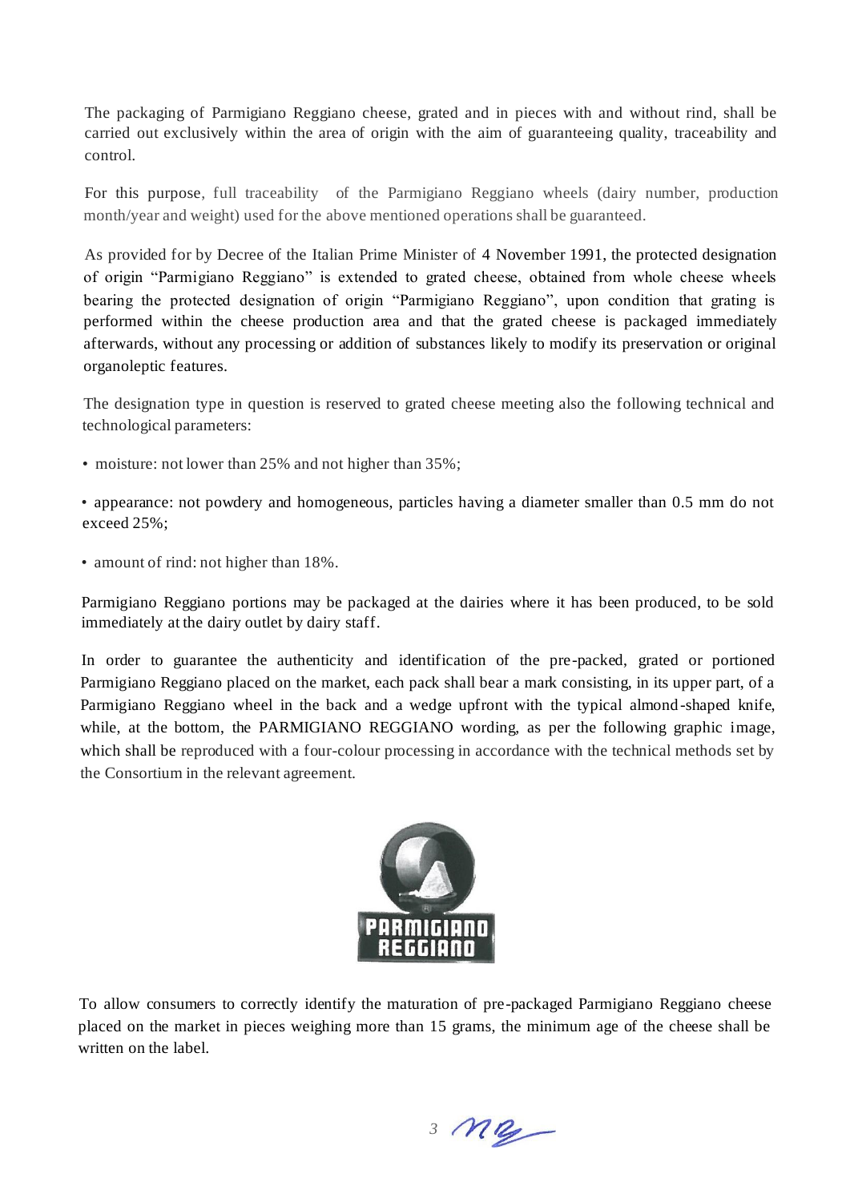The packaging of Parmigiano Reggiano cheese, grated and in pieces with and without rind, shall be carried out exclusively within the area of origin with the aim of guaranteeing quality, traceability and control.

For this purpose, full traceability of the Parmigiano Reggiano wheels (dairy number, production month/year and weight) used for the above mentioned operations shall be guaranteed.

As provided for by Decree of the Italian Prime Minister of 4 November 1991, the protected designation of origin "Parmigiano Reggiano" is extended to grated cheese, obtained from whole cheese wheels bearing the protected designation of origin "Parmigiano Reggiano", upon condition that grating is performed within the cheese production area and that the grated cheese is packaged immediately afterwards, without any processing or addition of substances likely to modify its preservation or original organoleptic features.

The designation type in question is reserved to grated cheese meeting also the following technical and technological parameters:

- moisture: not lower than 25% and not higher than 35%;
- appearance: not powdery and homogeneous, particles having a diameter smaller than 0.5 mm do not exceed 25%;
- amount of rind: not higher than 18%.

Parmigiano Reggiano portions may be packaged at the dairies where it has been produced, to be sold immediately at the dairy outlet by dairy staff.

In order to guarantee the authenticity and identification of the pre-packed, grated or portioned Parmigiano Reggiano placed on the market, each pack shall bear a mark consisting, in its upper part, of a Parmigiano Reggiano wheel in the back and a wedge upfront with the typical almond-shaped knife, while, at the bottom, the PARMIGIANO REGGIANO wording, as per the following graphic image, which shall be reproduced with a four-colour processing in accordance with the technical methods set by the Consortium in the relevant agreement.

PARMIGIANO REGGIANO

To allow consumers to correctly identify the maturation of pre-packaged Parmigiano Reggiano cheese placed on the market in pieces weighing more than 15 grams, the minimum age of the cheese shall be written on the label.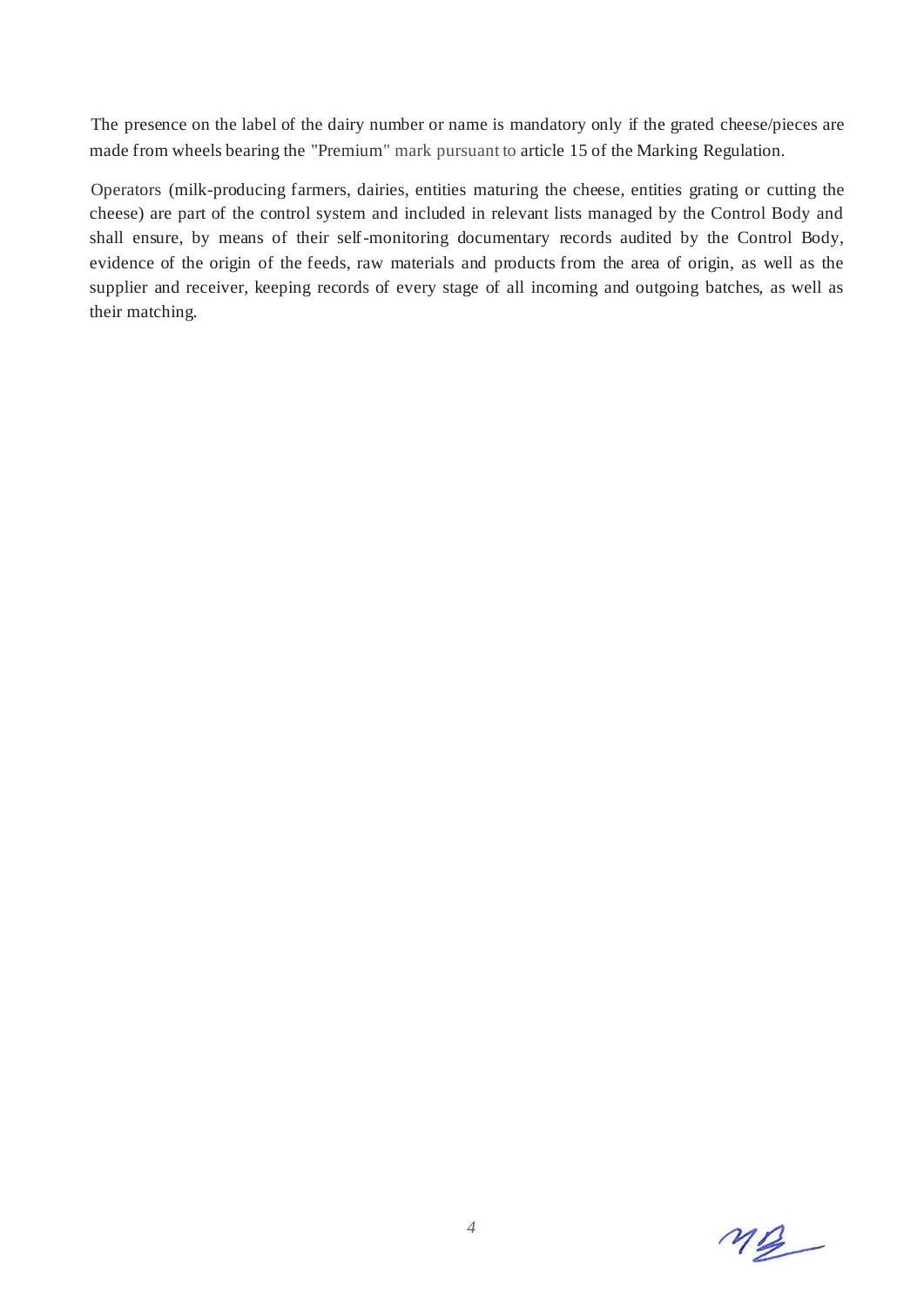The presence on the label of the dairy number or name is mandatory only if the grated cheese/pieces are made from wheels bearing the "Premium" mark pursuant to article 15 of the Marking Regulation.

Operators (milk-producing farmers, dairies, entities maturing the cheese, entities grating or cutting the cheese) are part of the control system and included in relevant lists managed by the Control Body and shall ensure, by means of their self-monitoring documentary records audited by the Control Body, evidence of the origin of the feeds, raw materials and products from the area of origin, as well as the supplier and receiver, keeping records of every stage of all incoming and outgoing batches, as well as their matching.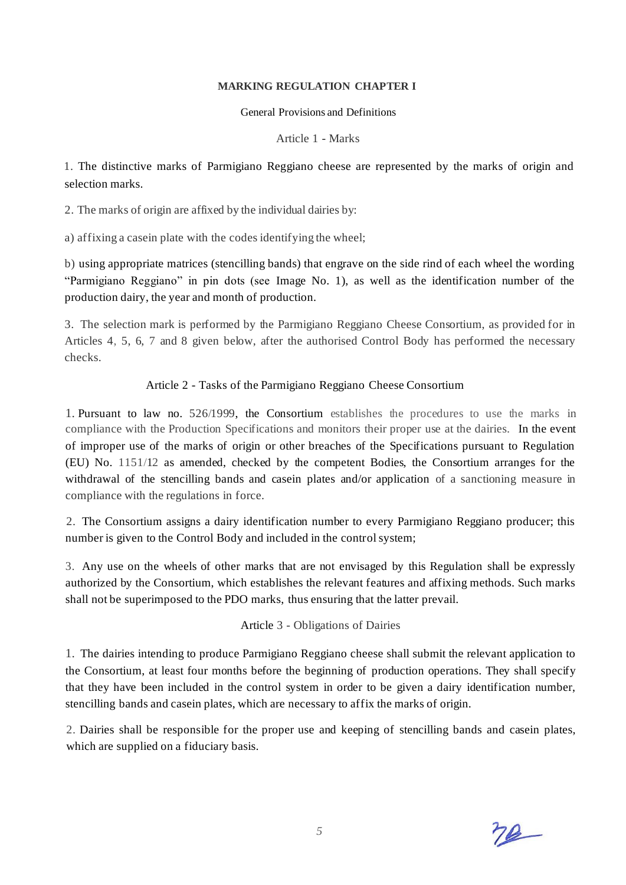**MARKING REGULATION CHAPTER I**

General Provisions and Definitions

Article 1 - Marks

1. The distinctive marks of Parmigiano Reggiano cheese are represented by the marks of origin and selection marks.

2. The marks of origin are affixed by the individual dairies by:

a) affixing a casein plate with the codes identifying the wheel;

b) using appropriate matrices (stencilling bands) that engrave on the side rind of each wheel the wording "Parmigiano Reggiano" in pin dots (see Image No. 1), as well as the identification number of the production dairy, the year and month of production.

3. The selection mark is performed by the Parmigiano Reggiano Cheese Consortium, as provided for in Articles 4, 5, 6, 7 and 8 given below, after the authorised Control Body has performed the necessary checks.

Article 2 - Tasks of the Parmigiano Reggiano Cheese Consortium

1. Pursuant to law no. 526/1999, the Consortium establishes the procedures to use the marks in compliance with the Production Specifications and monitors their proper use at the dairies. In the event of improper use of the marks of origin or other breaches of the Specifications pursuant to Regulation (EU) No. 1151/12 as amended, checked by the competent Bodies, the Consortium arranges for the withdrawal of the stencilling bands and casein plates and/or application of a sanctioning measure in compliance with the regulations in force.

2. The Consortium assigns a dairy identification number to every Parmigiano Reggiano producer; this number is given to the Control Body and included in the control system;

3. Any use on the wheels of other marks that are not envisaged by this Regulation shall be expressly authorized by the Consortium, which establishes the relevant features and affixing methods. Such marks shall not be superimposed to the PDO marks, thus ensuring that the latter prevail.

Article 3 - Obligations of Dairies

1. The dairies intending to produce Parmigiano Reggiano cheese shall submit the relevant application to the Consortium, at least four months before the beginning of production operations. They shall specify that they have been included in the control system in order to be given a dairy identification number, stencilling bands and casein plates, which are necessary to affix the marks of origin.

2. Dairies shall be responsible for the proper use and keeping of stencilling bands and casein plates, which are supplied on a fiduciary basis.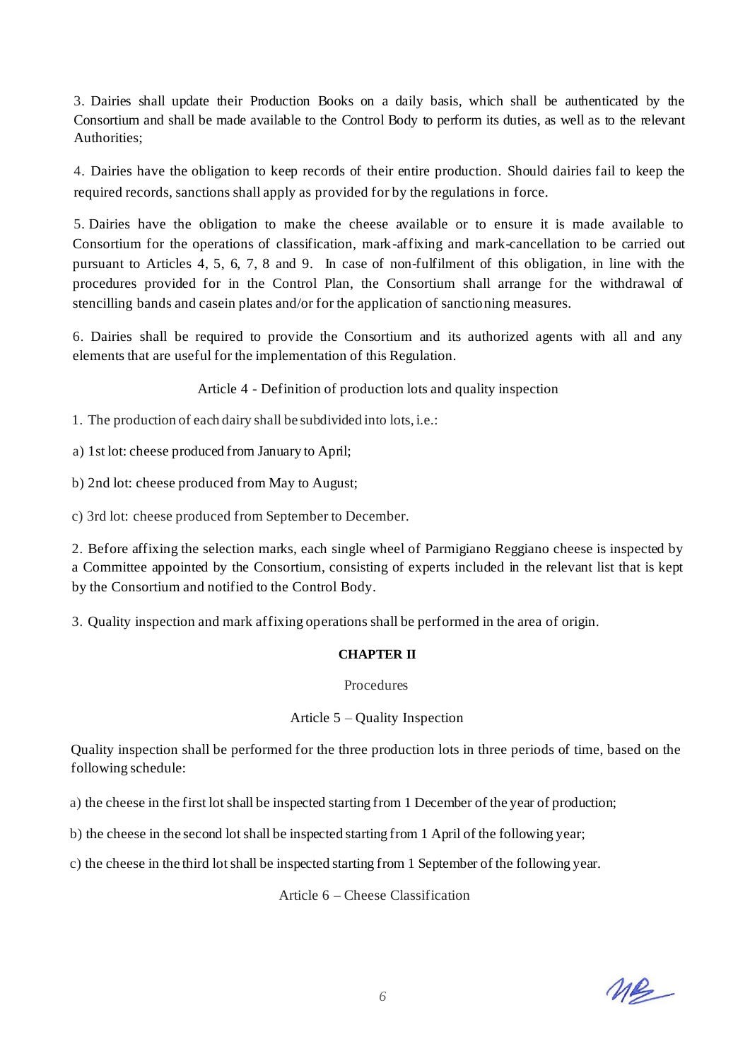3. Dairies shall update their Production Books on a daily basis, which shall be authenticated by the Consortium and shall be made available to the Control Body to perform its duties, as well as to the relevant Authorities;

4. Dairies have the obligation to keep records of their entire production. Should dairies fail to keep the required records, sanctions shall apply as provided for by the regulations in force.

5. Dairies have the obligation to make the cheese available or to ensure it is made available to Consortium for the operations of classification, mark-affixing and mark-cancellation to be carried out pursuant to Articles 4, 5, 6, 7, 8 and 9. In case of non-fulfilment of this obligation, in line with the procedures provided for in the Control Plan, the Consortium shall arrange for the withdrawal of stencilling bands and casein plates and/or for the application of sanctioning measures.

6. Dairies shall be required to provide the Consortium and its authorized agents with all and any elements that are useful for the implementation of this Regulation.

### Article 4 - Definition of production lots and quality inspection

1. The production of each dairy shall be subdivided into lots, i.e.:

a) 1st lot: cheese produced from January to April;

b) 2nd lot: cheese produced from May to August;

c) 3rd lot: cheese produced from September to December.

2. Before affixing the selection marks, each single wheel of Parmigiano Reggiano cheese is inspected by a Committee appointed by the Consortium, consisting of experts included in the relevant list that is kept by the Consortium and notified to the Control Body.

3. Quality inspection and mark affixing operations shall be performed in the area of origin.

## CHAPTER II

## Procedures

### Article 5 – Quality Inspection

Quality inspection shall be performed for the three production lots in three periods of time, based on the following schedule:

a) the cheese in the first lot shall be inspected starting from 1 December of the year of production;

b) the cheese in the second lot shall be inspected starting from 1 April of the following year;

c) the cheese in the third lot shall be inspected starting from 1 September of the following year.

### Article 6 – Cheese Classification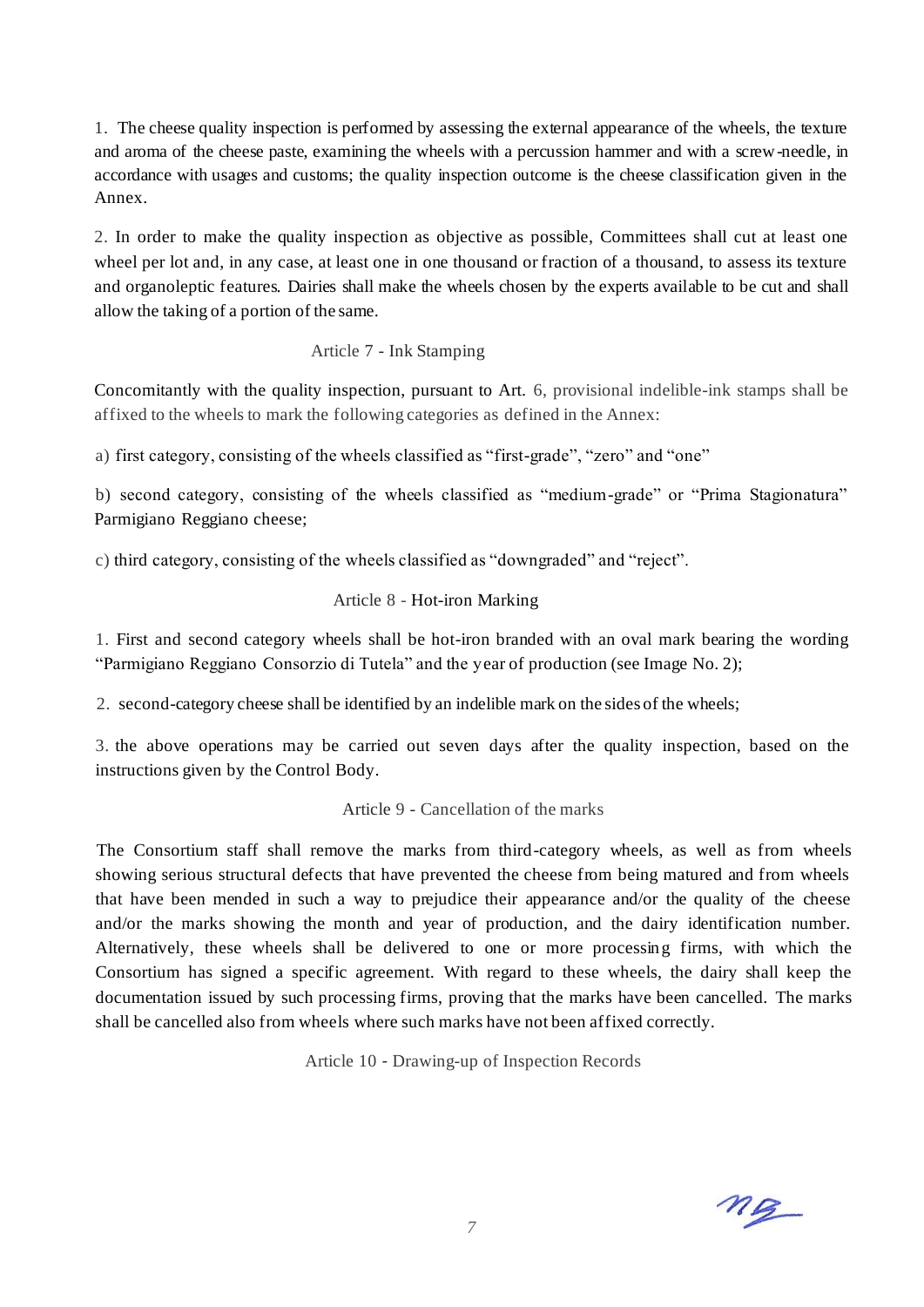1. The cheese quality inspection is performed by assessing the external appearance of the wheels, the texture and aroma of the cheese paste, examining the wheels with a percussion hammer and with a screw-needle, in accordance with usages and customs; the quality inspection outcome is the cheese classification given in the Annex.

2. In order to make the quality inspection as objective as possible, Committees shall cut at least one wheel per lot and, in any case, at least one in one thousand or fraction of a thousand, to assess its texture and organoleptic features. Dairies shall make the wheels chosen by the experts available to be cut and shall allow the taking of a portion of the same.

## Article 7 - Ink Stamping

Concomitantly with the quality inspection, pursuant to Art. 6, provisional indelible-ink stamps shall be affixed to the wheels to mark the following categories as defined in the Annex:

a) first category, consisting of the wheels classified as "first-grade", "zero" and "one"

b) second category, consisting of the wheels classified as "medium-grade" or "Prima Stagionatura" Parmigiano Reggiano cheese;

c) third category, consisting of the wheels classified as "downgraded" and "reject".

## Article 8 - Hot-iron Marking

1. First and second category wheels shall be hot-iron branded with an oval mark bearing the wording "Parmigiano Reggiano Consorzio di Tutela" and the year of production (see Image No. 2);

2. second-category cheese shall be identified by an indelible mark on the sides of the wheels;

3. the above operations may be carried out seven days after the quality inspection, based on the instructions given by the Control Body.

## Article 9 - Cancellation of the marks

The Consortium staff shall remove the marks from third-category wheels, as well as from wheels showing serious structural defects that have prevented the cheese from being matured and from wheels that have been mended in such a way to prejudice their appearance and/or the quality of the cheese and/or the marks showing the month and year of production, and the dairy identification number. Alternatively, these wheels shall be delivered to one or more processing firms, with which the Consortium has signed a specific agreement. With regard to these wheels, the dairy shall keep the documentation issued by such processing firms, proving that the marks have been cancelled. The marks shall be cancelled also from wheels where such marks have not been affixed correctly.

## Article 10 - Drawing-up of Inspection Records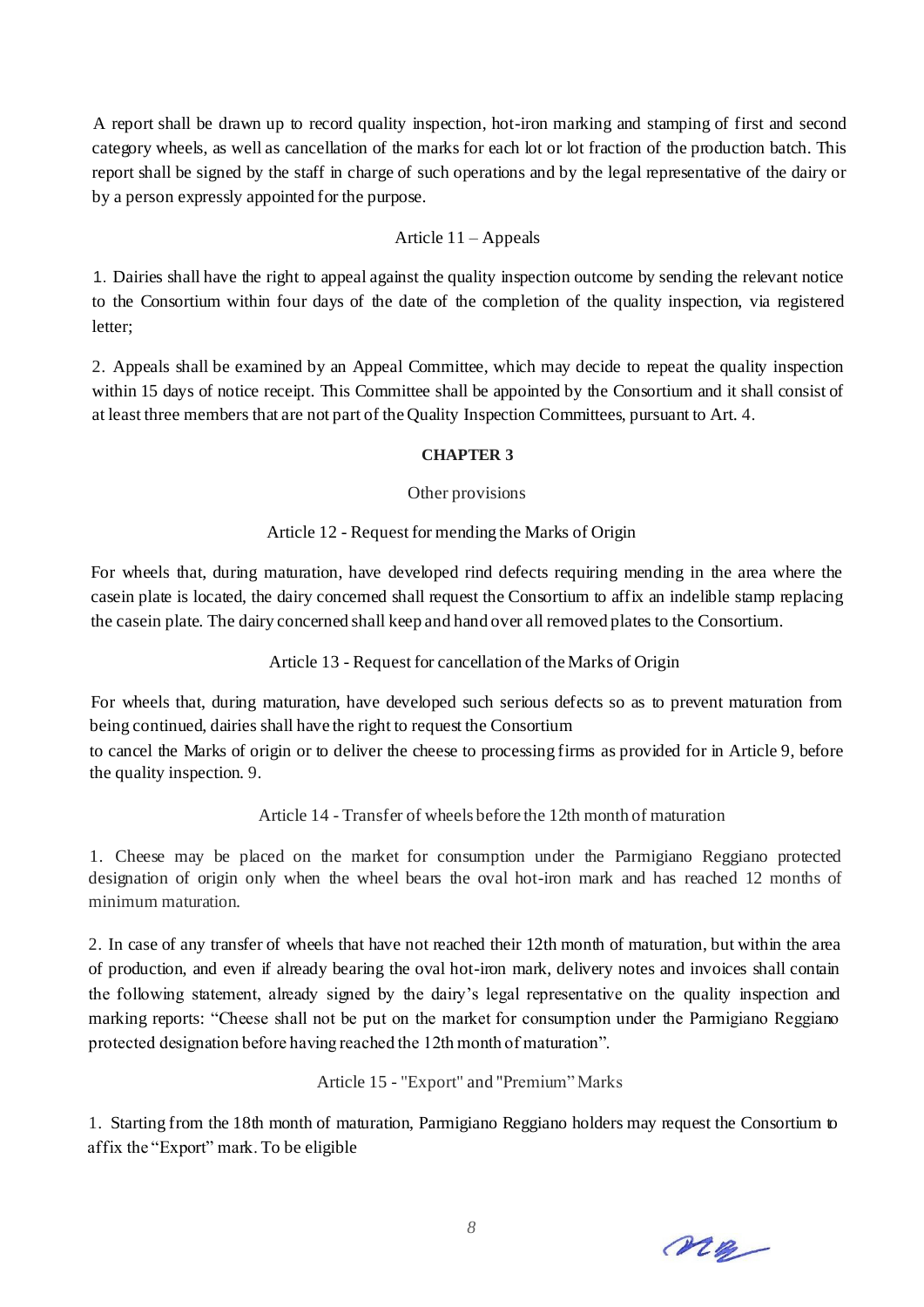A report shall be drawn up to record quality inspection, hot-iron marking and stamping of first and second category wheels, as well as cancellation of the marks for each lot or lot fraction of the production batch. This report shall be signed by the staff in charge of such operations and by the legal representative of the dairy or by a person expressly appointed for the purpose.

Article 11 – Appeals

1. Dairies shall have the right to appeal against the quality inspection outcome by sending the relevant notice to the Consortium within four days of the date of the completion of the quality inspection, via registered letter;

2. Appeals shall be examined by an Appeal Committee, which may decide to repeat the quality inspection within 15 days of notice receipt. This Committee shall be appointed by the Consortium and it shall consist of at least three members that are not part of the Quality Inspection Committees, pursuant to Art. 4.

## CHAPTER 3

Other provisions

Article 12 - Request for mending the Marks of Origin

For wheels that, during maturation, have developed rind defects requiring mending in the area where the casein plate is located, the dairy concerned shall request the Consortium to affix an indelible stamp replacing the casein plate. The dairy concerned shall keep and hand over all removed plates to the Consortium.

Article 13 - Request for cancellation of the Marks of Origin

For wheels that, during maturation, have developed such serious defects so as to prevent maturation from being continued, dairies shall have the right to request the Consortium

to cancel the Marks of origin or to deliver the cheese to processing firms as provided for in Article 9, before the quality inspection. 9.

Article 14 - Transfer of wheels before the 12th month of maturation

1. Cheese may be placed on the market for consumption under the Parmigiano Reggiano protected designation of origin only when the wheel bears the oval hot-iron mark and has reached 12 months of minimum maturation.

2. In case of any transfer of wheels that have not reached their 12th month of maturation, but within the area of production, and even if already bearing the oval hot-iron mark, delivery notes and invoices shall contain the following statement, already signed by the dairy's legal representative on the quality inspection and marking reports: "Cheese shall not be put on the market for consumption under the Parmigiano Reggiano protected designation before having reached the 12th month of maturation".

Article 15 - "Export" and "Premium" Marks

1. Starting from the 18th month of maturation, Parmigiano Reggiano holders may request the Consortium to affix the "Export" mark. To be eligible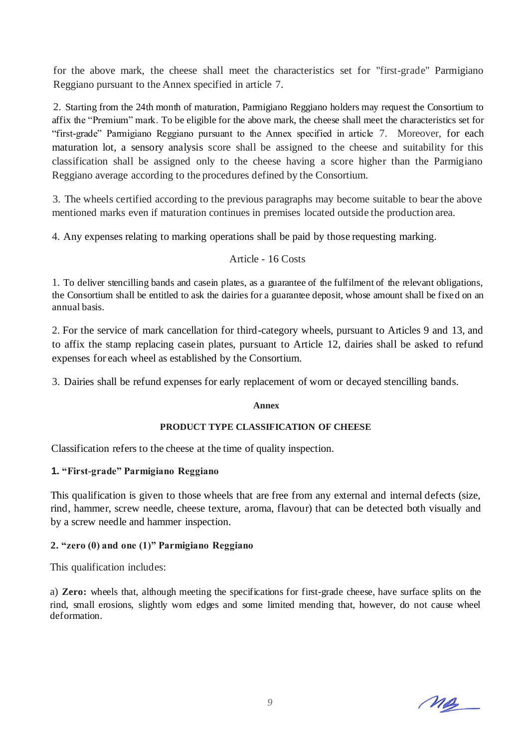for the above mark, the cheese shall meet the characteristics set for "first-grade" Parmigiano Reggiano pursuant to the Annex specified in article 7.

2. Starting from the 24th month of maturation, Parmigiano Reggiano holders may request the Consortium to affix the "Premium" mark. To be eligible for the above mark, the cheese shall meet the characteristics set for "first-grade" Parmigiano Reggiano pursuant to the Annex specified in article 7. Moreover, for each maturation lot, a sensory analysis score shall be assigned to the cheese and suitability for this classification shall be assigned only to the cheese having a score higher than the Parmigiano Reggiano average according to the procedures defined by the Consortium.

3. The wheels certified according to the previous paragraphs may become suitable to bear the above mentioned marks even if maturation continues in premises located outside the production area.

4. Any expenses relating to marking operations shall be paid by those requesting marking.

## Article - 16 Costs

1. To deliver stencilling bands and casein plates, as a guarantee of the fulfilment of the relevant obligations, the Consortium shall be entitled to ask the dairies for a guarantee deposit, whose amount shall be fixed on an annual basis.

2. For the service of mark cancellation for third-category wheels, pursuant to Articles 9 and 13, and to affix the stamp replacing casein plates, pursuant to Article 12, dairies shall be asked to refund expenses for each wheel as established by the Consortium.

3. Dairies shall be refund expenses for early replacement of worn or decayed stencilling bands.

## Annex

### PRODUCT TYPE CLASSIFICATION OF CHEESE

Classification refers to the cheese at the time of quality inspection.

**1. "First-grade" Parmigiano Reggiano**

This qualification is given to those wheels that are free from any external and internal defects (size, rind, hammer, screw needle, cheese texture, aroma, flavour) that can be detected both visually and by a screw needle and hammer inspection.

**2. "zero (0) and one (1)" Parmigiano Reggiano**

This qualification includes:

a) **Zero:** wheels that, although meeting the specifications for first-grade cheese, have surface splits on the rind, small erosions, slightly worn edges and some limited mending that, however, do not cause wheel deformation.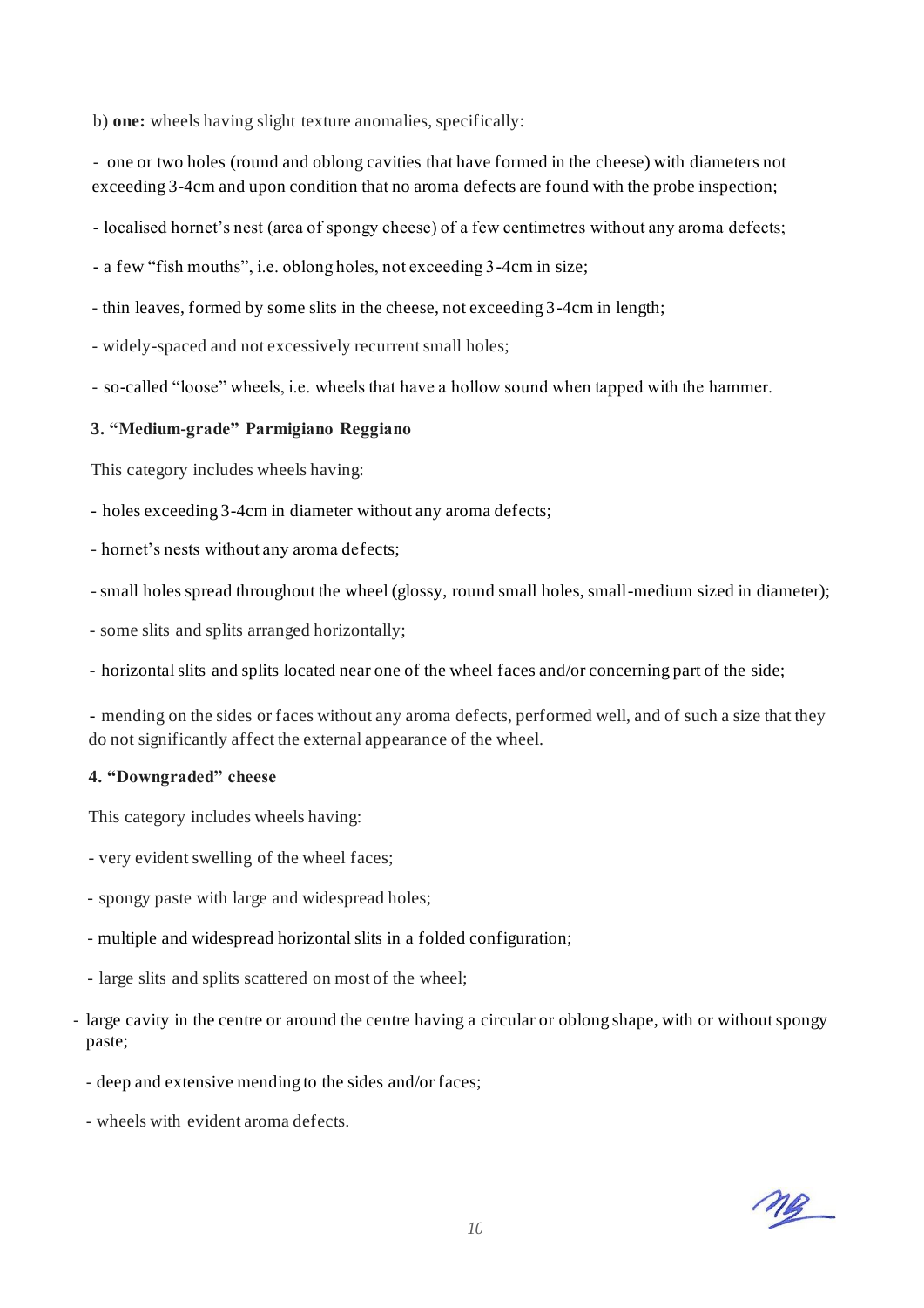b) **one:** wheels having slight texture anomalies, specifically:

- one or two holes (round and oblong cavities that have formed in the cheese) with diameters not exceeding 3-4cm and upon condition that no aroma defects are found with the probe inspection;
- localised hornet's nest (area of spongy cheese) of a few centimetres without any aroma defects;
- a few "fish mouths", i.e. oblong holes, not exceeding 3-4cm in size;
- thin leaves, formed by some slits in the cheese, not exceeding 3-4cm in length;
- widely-spaced and not excessively recurrent small holes;
- so-called "loose" wheels, i.e. wheels that have a hollow sound when tapped with the hammer.

### 3. "Medium-grade" Parmigiano Reggiano

This category includes wheels having:

- holes exceeding 3-4cm in diameter without any aroma defects;
- hornet's nests without any aroma defects;
- small holes spread throughout the wheel (glossy, round small holes, small-medium sized in diameter);
- some slits and splits arranged horizontally;
- horizontal slits and splits located near one of the wheel faces and/or concerning part of the side;
- mending on the sides or faces without any aroma defects, performed well, and of such a size that they do not significantly affect the external appearance of the wheel.

### 4. "Downgraded" cheese

This category includes wheels having:

- very evident swelling of the wheel faces;
- spongy paste with large and widespread holes;
- multiple and widespread horizontal slits in a folded configuration;
- large slits and splits scattered on most of the wheel;
- large cavity in the centre or around the centre having a circular or oblong shape, with or without spongy paste;
- deep and extensive mending to the sides and/or faces;
- wheels with evident aroma defects.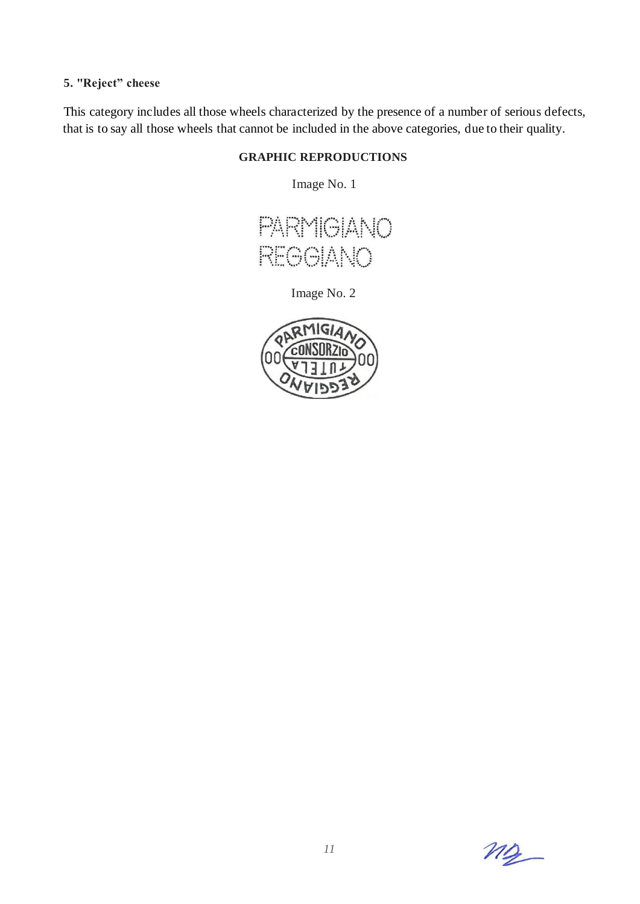**5. "Reject" cheese**

This category includes all those wheels characterized by the presence of a number of serious defects, that is to say all those wheels that cannot be included in the above categories, due to their quality.

**GRAPHIC REPRODUCTIONS**

Image No. 1

Image No. 2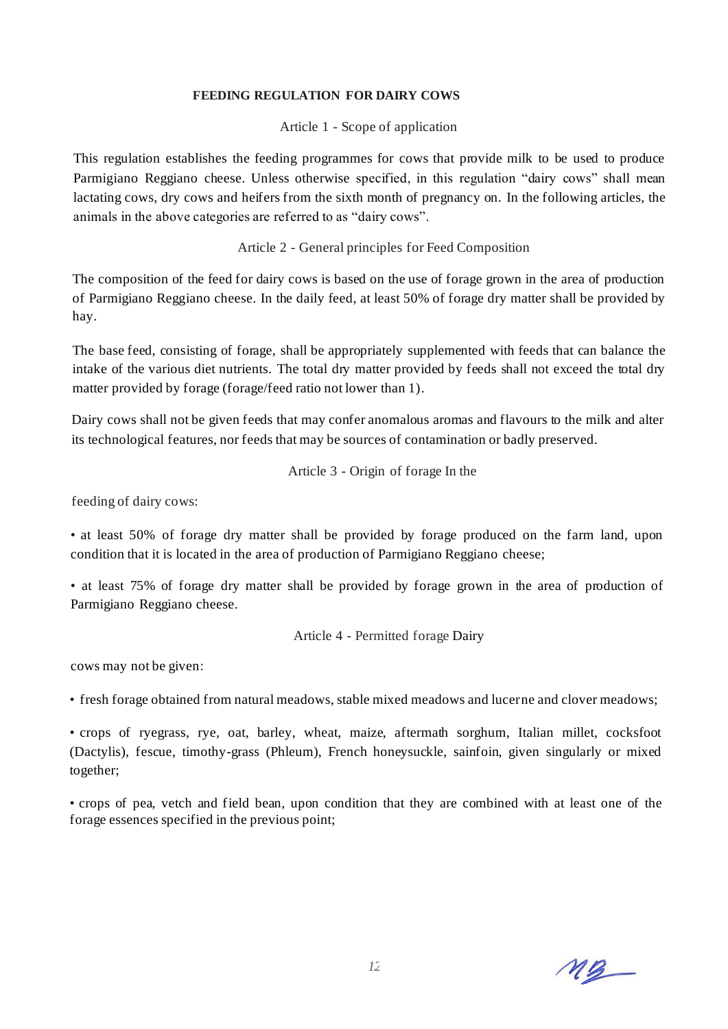**FEEDING REGULATION FOR DAIRY COWS**

Article 1 - Scope of application

This regulation establishes the feeding programmes for cows that provide milk to be used to produce Parmigiano Reggiano cheese. Unless otherwise specified, in this regulation "dairy cows" shall mean lactating cows, dry cows and heifers from the sixth month of pregnancy on. In the following articles, the animals in the above categories are referred to as "dairy cows".

Article 2 - General principles for Feed Composition

The composition of the feed for dairy cows is based on the use of forage grown in the area of production of Parmigiano Reggiano cheese. In the daily feed, at least 50% of forage dry matter shall be provided by hay.

The base feed, consisting of forage, shall be appropriately supplemented with feeds that can balance the intake of the various diet nutrients. The total dry matter provided by feeds shall not exceed the total dry matter provided by forage (forage/feed ratio not lower than 1).

Dairy cows shall not be given feeds that may confer anomalous aromas and flavours to the milk and alter its technological features, nor feeds that may be sources of contamination or badly preserved.

Article 3 - Origin of forage In the

feeding of dairy cows:

- at least 50% of forage dry matter shall be provided by forage produced on the farm land, upon condition that it is located in the area of production of Parmigiano Reggiano cheese;
- at least 75% of forage dry matter shall be provided by forage grown in the area of production of Parmigiano Reggiano cheese.

Article 4 - Permitted forage Dairy

cows may not be given:

- fresh forage obtained from natural meadows, stable mixed meadows and lucerne and clover meadows;
- crops of ryegrass, rye, oat, barley, wheat, maize, aftermath sorghum, Italian millet, cocksfoot (Dactylis), fescue, timothy-grass (Phleum), French honeysuckle, sainfoin, given singularly or mixed together;
- crops of pea, vetch and field bean, upon condition that they are combined with at least one of the forage essences specified in the previous point;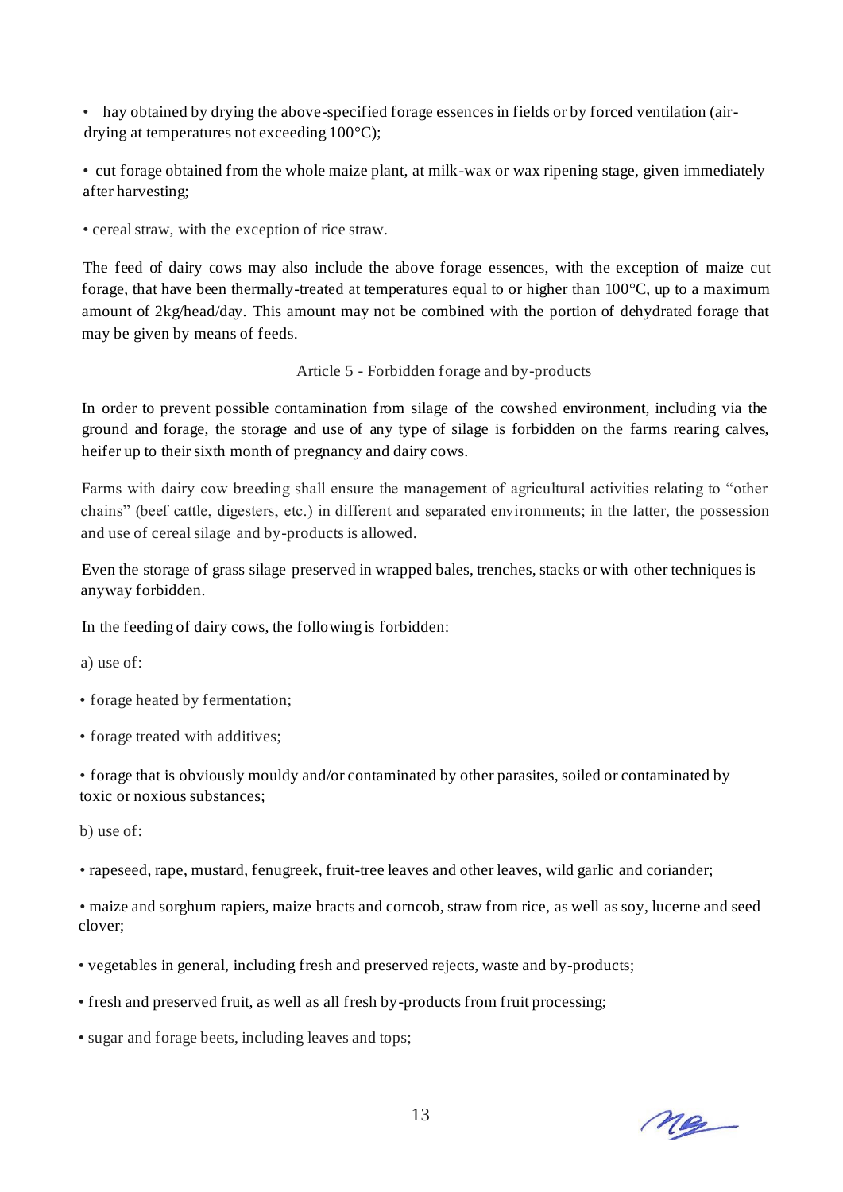- hay obtained by drying the above-specified forage essences in fields or by forced ventilation (air-drying at temperatures not exceeding 100°C);

- cut forage obtained from the whole maize plant, at milk-wax or wax ripening stage, given immediately after harvesting;

- cereal straw, with the exception of rice straw.

The feed of dairy cows may also include the above forage essences, with the exception of maize cut forage, that have been thermally-treated at temperatures equal to or higher than 100°C, up to a maximum amount of 2kg/head/day. This amount may not be combined with the portion of dehydrated forage that may be given by means of feeds.

Article 5 - Forbidden forage and by-products

In order to prevent possible contamination from silage of the cowshed environment, including via the ground and forage, the storage and use of any type of silage is forbidden on the farms rearing calves, heifer up to their sixth month of pregnancy and dairy cows.

Farms with dairy cow breeding shall ensure the management of agricultural activities relating to "other chains" (beef cattle, digesters, etc.) in different and separated environments; in the latter, the possession and use of cereal silage and by-products is allowed.

Even the storage of grass silage preserved in wrapped bales, trenches, stacks or with other techniques is anyway forbidden.

In the feeding of dairy cows, the following is forbidden:

a) use of:

- forage heated by fermentation;

- forage treated with additives;

- forage that is obviously mouldy and/or contaminated by other parasites, soiled or contaminated by toxic or noxious substances;

b) use of:

- rapeseed, rape, mustard, fenugreek, fruit-tree leaves and other leaves, wild garlic and coriander;

- maize and sorghum rapiers, maize bracts and corncob, straw from rice, as well as soy, lucerne and seed clover;

- vegetables in general, including fresh and preserved rejects, waste and by-products;

- fresh and preserved fruit, as well as all fresh by-products from fruit processing;

- sugar and forage beets, including leaves and tops;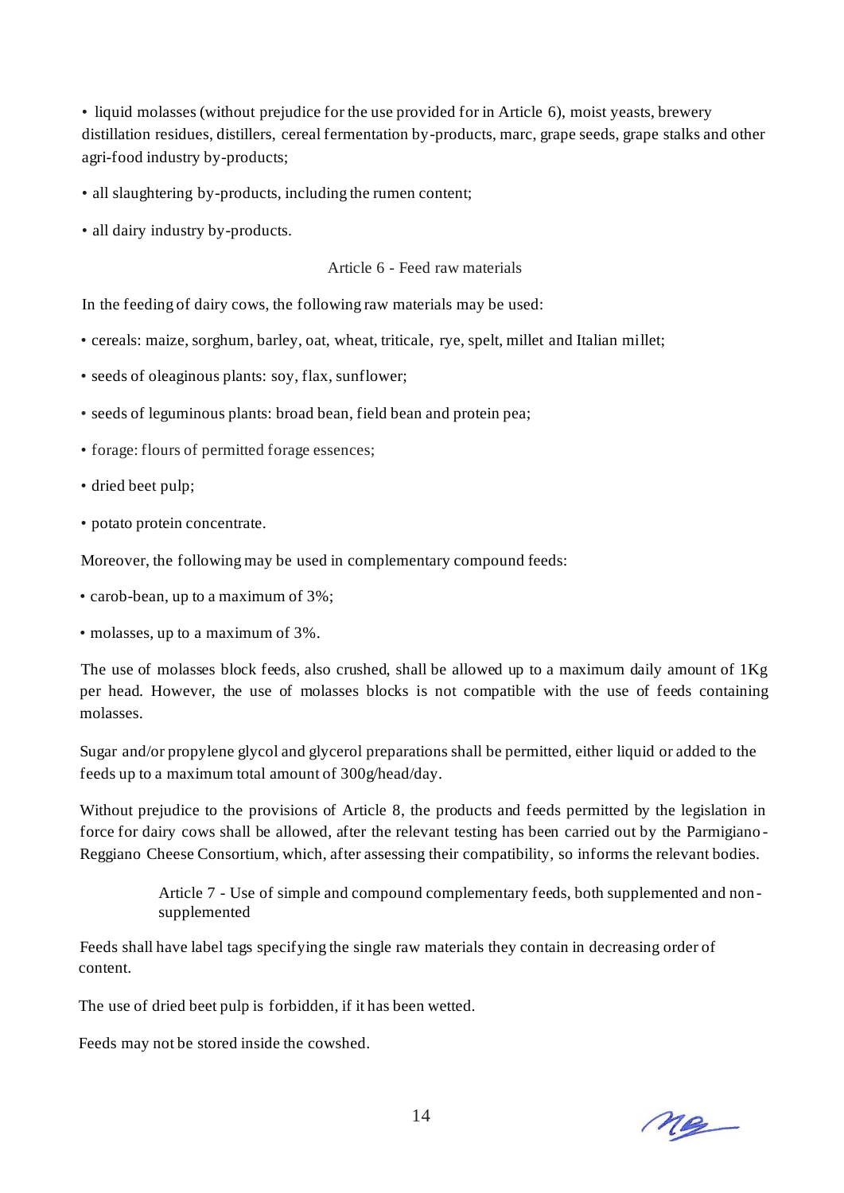- liquid molasses (without prejudice for the use provided for in Article 6), moist yeasts, brewery distillation residues, distillers, cereal fermentation by-products, marc, grape seeds, grape stalks and other agri-food industry by-products;
- all slaughtering by-products, including the rumen content;
- all dairy industry by-products.

## Article 6 - Feed raw materials

In the feeding of dairy cows, the following raw materials may be used:

- cereals: maize, sorghum, barley, oat, wheat, triticale, rye, spelt, millet and Italian millet;
- seeds of oleaginous plants: soy, flax, sunflower;
- seeds of leguminous plants: broad bean, field bean and protein pea;
- forage: flours of permitted forage essences;
- dried beet pulp;
- potato protein concentrate.

Moreover, the following may be used in complementary compound feeds:

- carob-bean, up to a maximum of 3%;
- molasses, up to a maximum of 3%.

The use of molasses block feeds, also crushed, shall be allowed up to a maximum daily amount of 1Kg per head. However, the use of molasses blocks is not compatible with the use of feeds containing molasses.

Sugar and/or propylene glycol and glycerol preparations shall be permitted, either liquid or added to the feeds up to a maximum total amount of 300g/head/day.

Without prejudice to the provisions of Article 8, the products and feeds permitted by the legislation in force for dairy cows shall be allowed, after the relevant testing has been carried out by the Parmigiano-Reggiano Cheese Consortium, which, after assessing their compatibility, so informs the relevant bodies.

## Article 7 - Use of simple and compound complementary feeds, both supplemented and non-supplemented

Feeds shall have label tags specifying the single raw materials they contain in decreasing order of content.

The use of dried beet pulp is forbidden, if it has been wetted.

Feeds may not be stored inside the cowshed.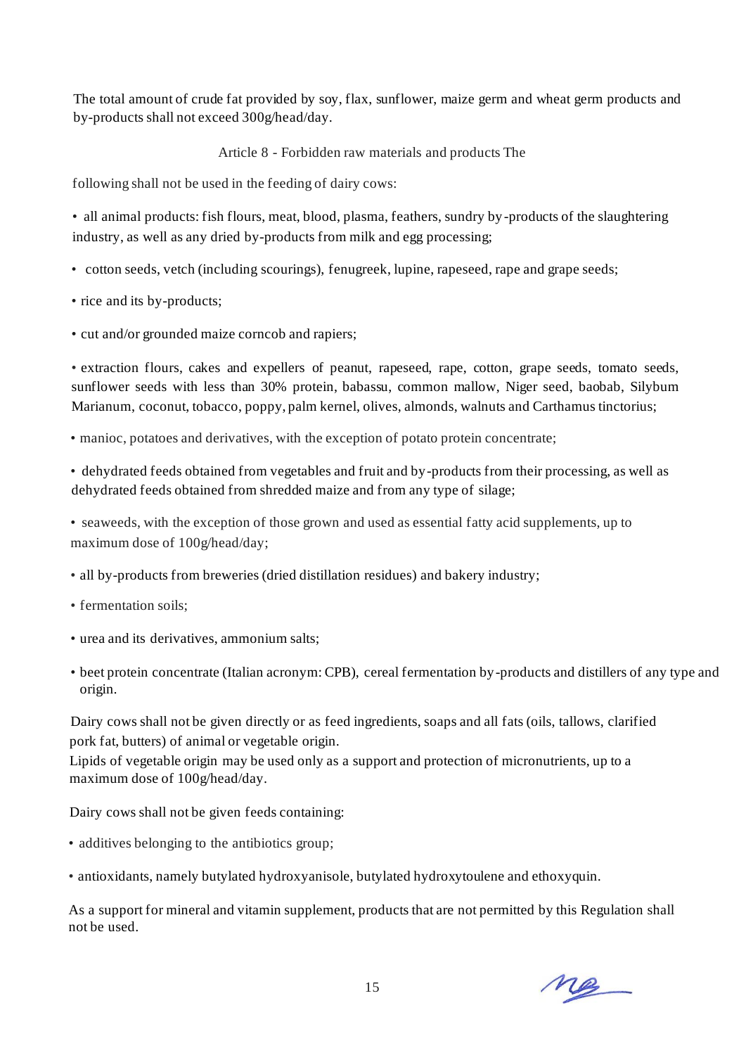The total amount of crude fat provided by soy, flax, sunflower, maize germ and wheat germ products and by-products shall not exceed 300g/head/day.

## Article 8 - Forbidden raw materials and products

The following shall not be used in the feeding of dairy cows:

- all animal products: fish flours, meat, blood, plasma, feathers, sundry by-products of the slaughtering industry, as well as any dried by-products from milk and egg processing;
- cotton seeds, vetch (including scourings), fenugreek, lupine, rapeseed, rape and grape seeds;
- rice and its by-products;
- cut and/or grounded maize corncob and rapiers;
- extraction flours, cakes and expellers of peanut, rapeseed, rape, cotton, grape seeds, tomato seeds, sunflower seeds with less than 30% protein, babassu, common mallow, Niger seed, baobab, Silybum Marianum, coconut, tobacco, poppy, palm kernel, olives, almonds, walnuts and Carthamus tinctorius;
- manioc, potatoes and derivatives, with the exception of potato protein concentrate;
- dehydrated feeds obtained from vegetables and fruit and by-products from their processing, as well as dehydrated feeds obtained from shredded maize and from any type of silage;
- seaweeds, with the exception of those grown and used as essential fatty acid supplements, up to maximum dose of 100g/head/day;
- all by-products from breweries (dried distillation residues) and bakery industry;
- fermentation soils;
- urea and its derivatives, ammonium salts;
- beet protein concentrate (Italian acronym: CPB), cereal fermentation by-products and distillers of any type and origin.

Dairy cows shall not be given directly or as feed ingredients, soaps and all fats (oils, tallows, clarified pork fat, butters) of animal or vegetable origin.
Lipids of vegetable origin may be used only as a support and protection of micronutrients, up to a maximum dose of 100g/head/day.

Dairy cows shall not be given feeds containing:

- additives belonging to the antibiotics group;
- antioxidants, namely butylated hydroxyanisole, butylated hydroxytoulene and ethoxyquin.

As a support for mineral and vitamin supplement, products that are not permitted by this Regulation shall not be used.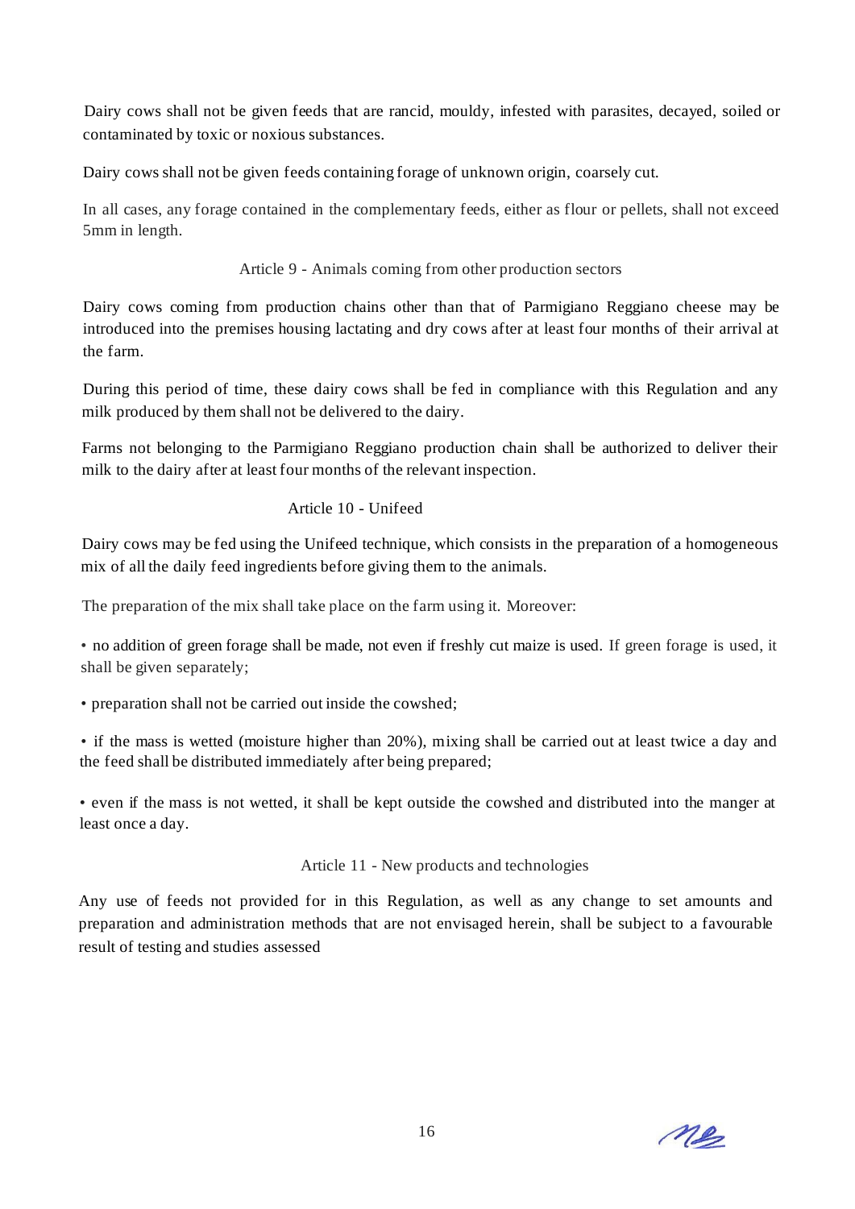Dairy cows shall not be given feeds that are rancid, mouldy, infested with parasites, decayed, soiled or contaminated by toxic or noxious substances.

Dairy cows shall not be given feeds containing forage of unknown origin, coarsely cut.

In all cases, any forage contained in the complementary feeds, either as flour or pellets, shall not exceed 5mm in length.

### Article 9 - Animals coming from other production sectors

Dairy cows coming from production chains other than that of Parmigiano Reggiano cheese may be introduced into the premises housing lactating and dry cows after at least four months of their arrival at the farm.

During this period of time, these dairy cows shall be fed in compliance with this Regulation and any milk produced by them shall not be delivered to the dairy.

Farms not belonging to the Parmigiano Reggiano production chain shall be authorized to deliver their milk to the dairy after at least four months of the relevant inspection.

### Article 10 - Unifeed

Dairy cows may be fed using the Unifeed technique, which consists in the preparation of a homogeneous mix of all the daily feed ingredients before giving them to the animals.

The preparation of the mix shall take place on the farm using it. Moreover:

- no addition of green forage shall be made, not even if freshly cut maize is used. If green forage is used, it shall be given separately;
- preparation shall not be carried out inside the cowshed;
- if the mass is wetted (moisture higher than 20%), mixing shall be carried out at least twice a day and the feed shall be distributed immediately after being prepared;
- even if the mass is not wetted, it shall be kept outside the cowshed and distributed into the manger at least once a day.

### Article 11 - New products and technologies

Any use of feeds not provided for in this Regulation, as well as any change to set amounts and preparation and administration methods that are not envisaged herein, shall be subject to a favourable result of testing and studies assessed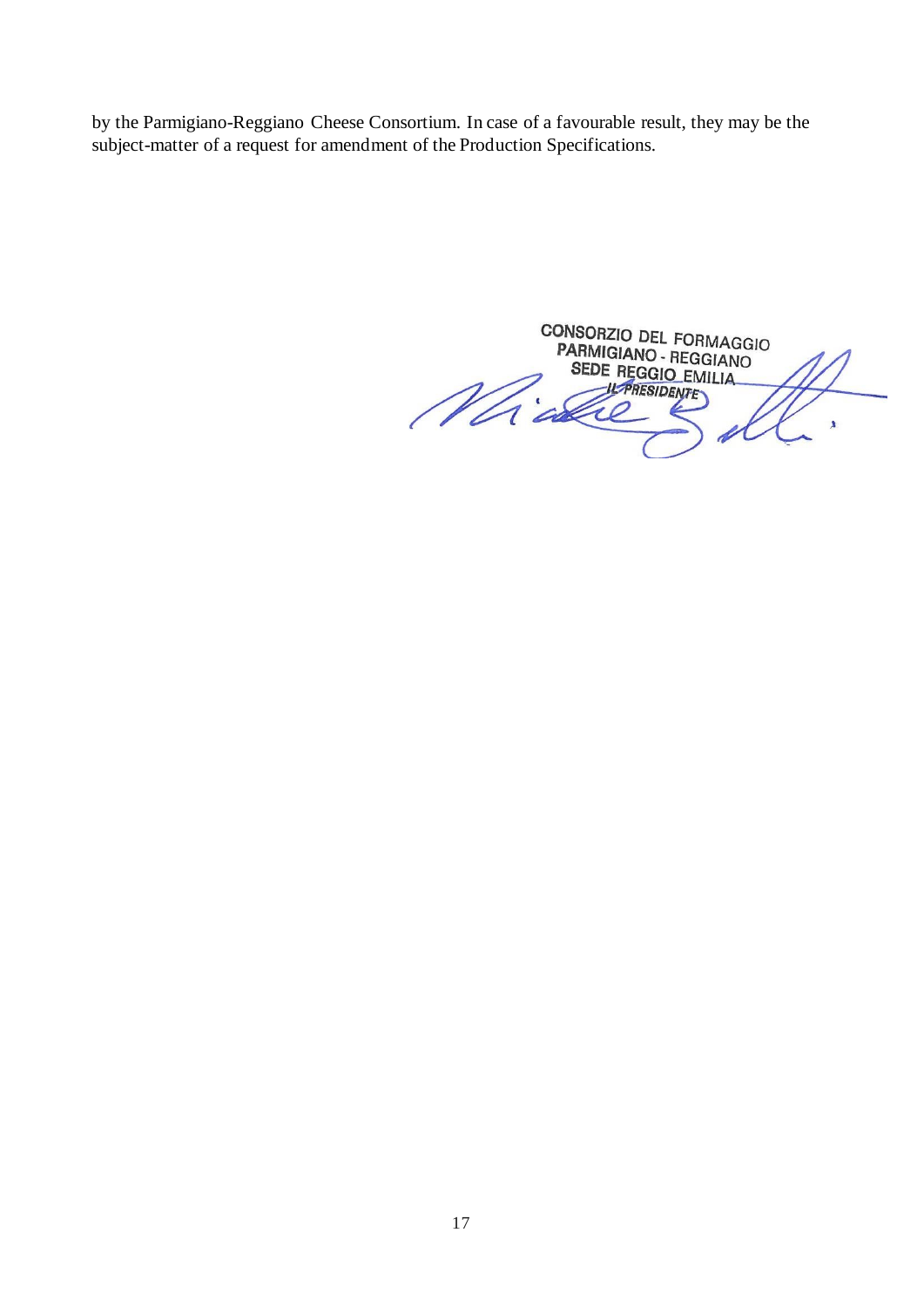by the Parmigiano-Reggiano Cheese Consortium. In case of a favourable result, they may be the subject-matter of a request for amendment of the Production Specifications.

CONSORZIO DEL FORMAGGIO
PARMIGIANO - REGGIANO
SEDE REGGIO EMILIA
IL PRESIDENTE